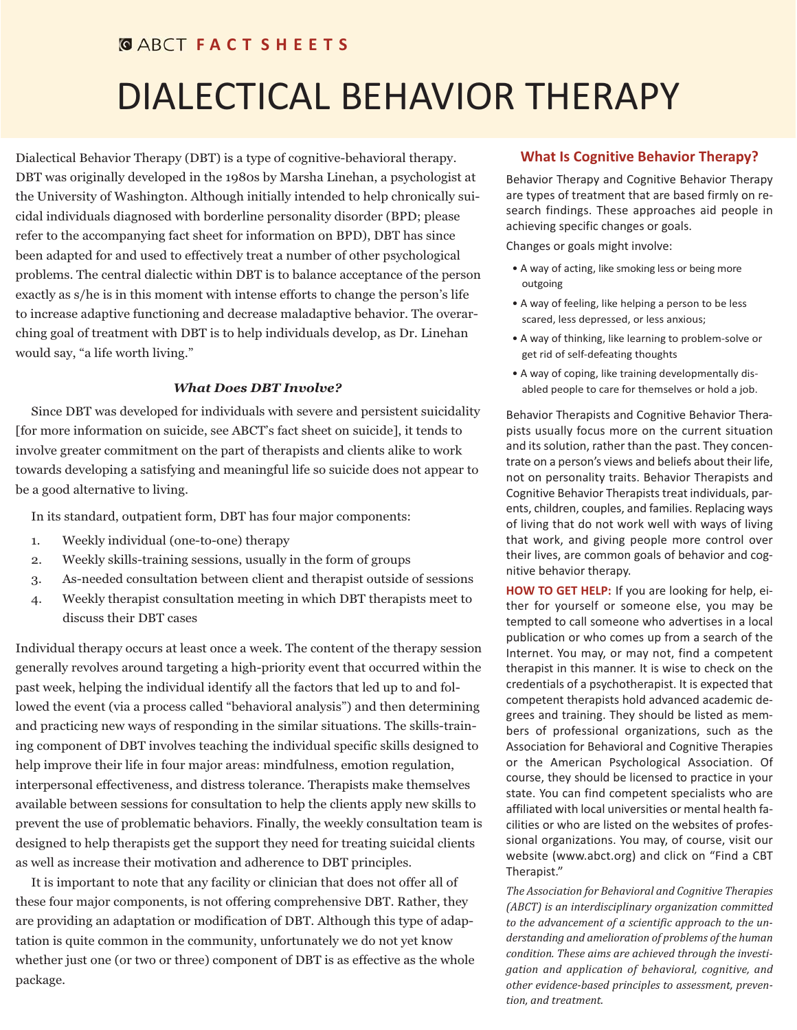ABCT **FACT SHEETS**

# DIALECTICAL BEHAVIOR THERAPY

Dialectical Behavior Therapy (DBT) is a type of cognitive-behavioral therapy. DBT was originally developed in the 1980s by Marsha Linehan, a psychologist at the University of Washington. Although initially intended to help chronically suicidal individuals diagnosed with borderline personality disorder (BPD; please refer to the accompanying fact sheet for information on BPD), DBT has since been adapted for and used to effectively treat a number of other psychological problems. The central dialectic within DBT is to balance acceptance of the person exactly as s/he is in this moment with intense efforts to change the person's life to increase adaptive functioning and decrease maladaptive behavior. The overarching goal of treatment with DBT is to help individuals develop, as Dr. Linehan would say, "a life worth living."

### *What Does DBT Involve?*

Since DBT was developed for individuals with severe and persistent suicidality [for more information on suicide, see ABCT's fact sheet on suicide], it tends to involve greater commitment on the part of therapists and clients alike to work towards developing a satisfying and meaningful life so suicide does not appear to be a good alternative to living.

In its standard, outpatient form, DBT has four major components:

1. Weekly individual (one-to-one) therapy
2. Weekly skills-training sessions, usually in the form of groups
3. As-needed consultation between client and therapist outside of sessions
4. Weekly therapist consultation meeting in which DBT therapists meet to discuss their DBT cases

Individual therapy occurs at least once a week. The content of the therapy session generally revolves around targeting a high-priority event that occurred within the past week, helping the individual identify all the factors that led up to and followed the event (via a process called "behavioral analysis") and then determining and practicing new ways of responding in the similar situations. The skills-training component of DBT involves teaching the individual specific skills designed to help improve their life in four major areas: mindfulness, emotion regulation, interpersonal effectiveness, and distress tolerance. Therapists make themselves available between sessions for consultation to help the clients apply new skills to prevent the use of problematic behaviors. Finally, the weekly consultation team is designed to help therapists get the support they need for treating suicidal clients as well as increase their motivation and adherence to DBT principles.

It is important to note that any facility or clinician that does not offer all of these four major components, is not offering comprehensive DBT. Rather, they are providing an adaptation or modification of DBT. Although this type of adaptation is quite common in the community, unfortunately we do not yet know whether just one (or two or three) component of DBT is as effective as the whole package.

## What Is Cognitive Behavior Therapy?

Behavior Therapy and Cognitive Behavior Therapy are types of treatment that are based firmly on research findings. These approaches aid people in achieving specific changes or goals.

Changes or goals might involve:

- A way of acting, like smoking less or being more outgoing
- A way of feeling, like helping a person to be less scared, less depressed, or less anxious;
- A way of thinking, like learning to problem-solve or get rid of self-defeating thoughts
- A way of coping, like training developmentally disabled people to care for themselves or hold a job.

Behavior Therapists and Cognitive Behavior Therapists usually focus more on the current situation and its solution, rather than the past. They concentrate on a person's views and beliefs about their life, not on personality traits. Behavior Therapists and Cognitive Behavior Therapists treat individuals, parents, children, couples, and families. Replacing ways of living that do not work well with ways of living that work, and giving people more control over their lives, are common goals of behavior and cognitive behavior therapy.

**HOW TO GET HELP:** If you are looking for help, either for yourself or someone else, you may be tempted to call someone who advertises in a local publication or who comes up from a search of the Internet. You may, or may not, find a competent therapist in this manner. It is wise to check on the credentials of a psychotherapist. It is expected that competent therapists hold advanced academic degrees and training. They should be listed as members of professional organizations, such as the Association for Behavioral and Cognitive Therapies or the American Psychological Association. Of course, they should be licensed to practice in your state. You can find competent specialists who are affiliated with local universities or mental health facilities or who are listed on the websites of professional organizations. You may, of course, visit our website (www.abct.org) and click on "Find a CBT Therapist."

*The Association for Behavioral and Cognitive Therapies (ABCT) is an interdisciplinary organization committed to the advancement of a scientific approach to the understanding and amelioration of problems of the human condition. These aims are achieved through the investigation and application of behavioral, cognitive, and other evidence-based principles to assessment, prevention, and treatment.*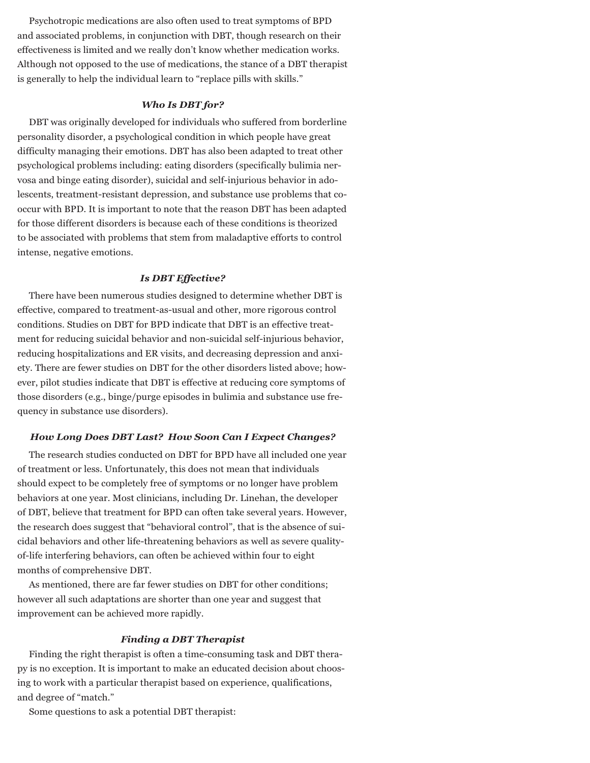Psychotropic medications are also often used to treat symptoms of BPD and associated problems, in conjunction with DBT, though research on their effectiveness is limited and we really don't know whether medication works. Although not opposed to the use of medications, the stance of a DBT therapist is generally to help the individual learn to "replace pills with skills."

### *Who Is DBT for?*

DBT was originally developed for individuals who suffered from borderline personality disorder, a psychological condition in which people have great difficulty managing their emotions. DBT has also been adapted to treat other psychological problems including: eating disorders (specifically bulimia nervosa and binge eating disorder), suicidal and self-injurious behavior in adolescents, treatment-resistant depression, and substance use problems that co-occur with BPD. It is important to note that the reason DBT has been adapted for those different disorders is because each of these conditions is theorized to be associated with problems that stem from maladaptive efforts to control intense, negative emotions.

### *Is DBT Effective?*

There have been numerous studies designed to determine whether DBT is effective, compared to treatment-as-usual and other, more rigorous control conditions. Studies on DBT for BPD indicate that DBT is an effective treatment for reducing suicidal behavior and non-suicidal self-injurious behavior, reducing hospitalizations and ER visits, and decreasing depression and anxiety. There are fewer studies on DBT for the other disorders listed above; however, pilot studies indicate that DBT is effective at reducing core symptoms of those disorders (e.g., binge/purge episodes in bulimia and substance use frequency in substance use disorders).

### *How Long Does DBT Last? How Soon Can I Expect Changes?*

The research studies conducted on DBT for BPD have all included one year of treatment or less. Unfortunately, this does not mean that individuals should expect to be completely free of symptoms or no longer have problem behaviors at one year. Most clinicians, including Dr. Linehan, the developer of DBT, believe that treatment for BPD can often take several years. However, the research does suggest that "behavioral control", that is the absence of suicidal behaviors and other life-threatening behaviors as well as severe quality-of-life interfering behaviors, can often be achieved within four to eight months of comprehensive DBT.

As mentioned, there are far fewer studies on DBT for other conditions; however all such adaptations are shorter than one year and suggest that improvement can be achieved more rapidly.

### *Finding a DBT Therapist*

Finding the right therapist is often a time-consuming task and DBT therapy is no exception. It is important to make an educated decision about choosing to work with a particular therapist based on experience, qualifications, and degree of "match."

Some questions to ask a potential DBT therapist: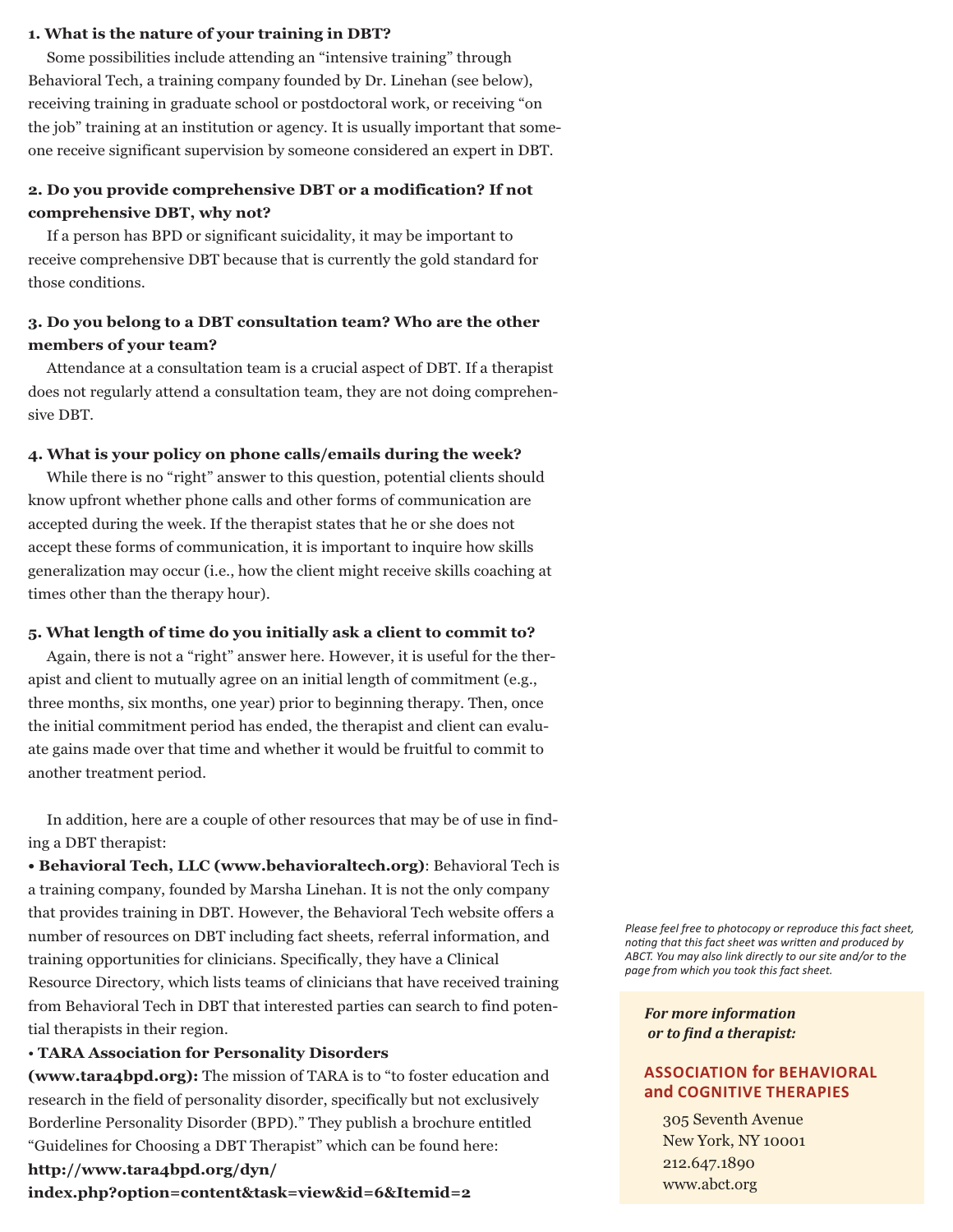**1. What is the nature of your training in DBT?**

Some possibilities include attending an "intensive training" through Behavioral Tech, a training company founded by Dr. Linehan (see below), receiving training in graduate school or postdoctoral work, or receiving "on the job" training at an institution or agency. It is usually important that someone receive significant supervision by someone considered an expert in DBT.

**2. Do you provide comprehensive DBT or a modification? If not comprehensive DBT, why not?**

If a person has BPD or significant suicidality, it may be important to receive comprehensive DBT because that is currently the gold standard for those conditions.

**3. Do you belong to a DBT consultation team? Who are the other members of your team?**

Attendance at a consultation team is a crucial aspect of DBT. If a therapist does not regularly attend a consultation team, they are not doing comprehensive DBT.

**4. What is your policy on phone calls/emails during the week?**

While there is no "right" answer to this question, potential clients should know upfront whether phone calls and other forms of communication are accepted during the week. If the therapist states that he or she does not accept these forms of communication, it is important to inquire how skills generalization may occur (i.e., how the client might receive skills coaching at times other than the therapy hour).

**5. What length of time do you initially ask a client to commit to?**

Again, there is not a "right" answer here. However, it is useful for the therapist and client to mutually agree on an initial length of commitment (e.g., three months, six months, one year) prior to beginning therapy. Then, once the initial commitment period has ended, the therapist and client can evaluate gains made over that time and whether it would be fruitful to commit to another treatment period.

In addition, here are a couple of other resources that may be of use in finding a DBT therapist:

- **Behavioral Tech, LLC (www.behavioraltech.org)**: Behavioral Tech is a training company, founded by Marsha Linehan. It is not the only company that provides training in DBT. However, the Behavioral Tech website offers a number of resources on DBT including fact sheets, referral information, and training opportunities for clinicians. Specifically, they have a Clinical Resource Directory, which lists teams of clinicians that have received training from Behavioral Tech in DBT that interested parties can search to find potential therapists in their region.
- **TARA Association for Personality Disorders (www.tara4bpd.org):** The mission of TARA is to "to foster education and research in the field of personality disorder, specifically but not exclusively Borderline Personality Disorder (BPD)." They publish a brochure entitled "Guidelines for Choosing a DBT Therapist" which can be found here: **http://www.tara4bpd.org/dyn/index.php?option=content&task=view&id=6&Itemid=2**

*Please feel free to photocopy or reproduce this fact sheet, noting that this fact sheet was written and produced by ABCT. You may also link directly to our site and/or to the page from which you took this fact sheet.*

***For more information or to find a therapist:***

**ASSOCIATION for BEHAVIORAL and COGNITIVE THERAPIES**

305 Seventh Avenue
New York, NY 10001
212.647.1890
www.abct.org